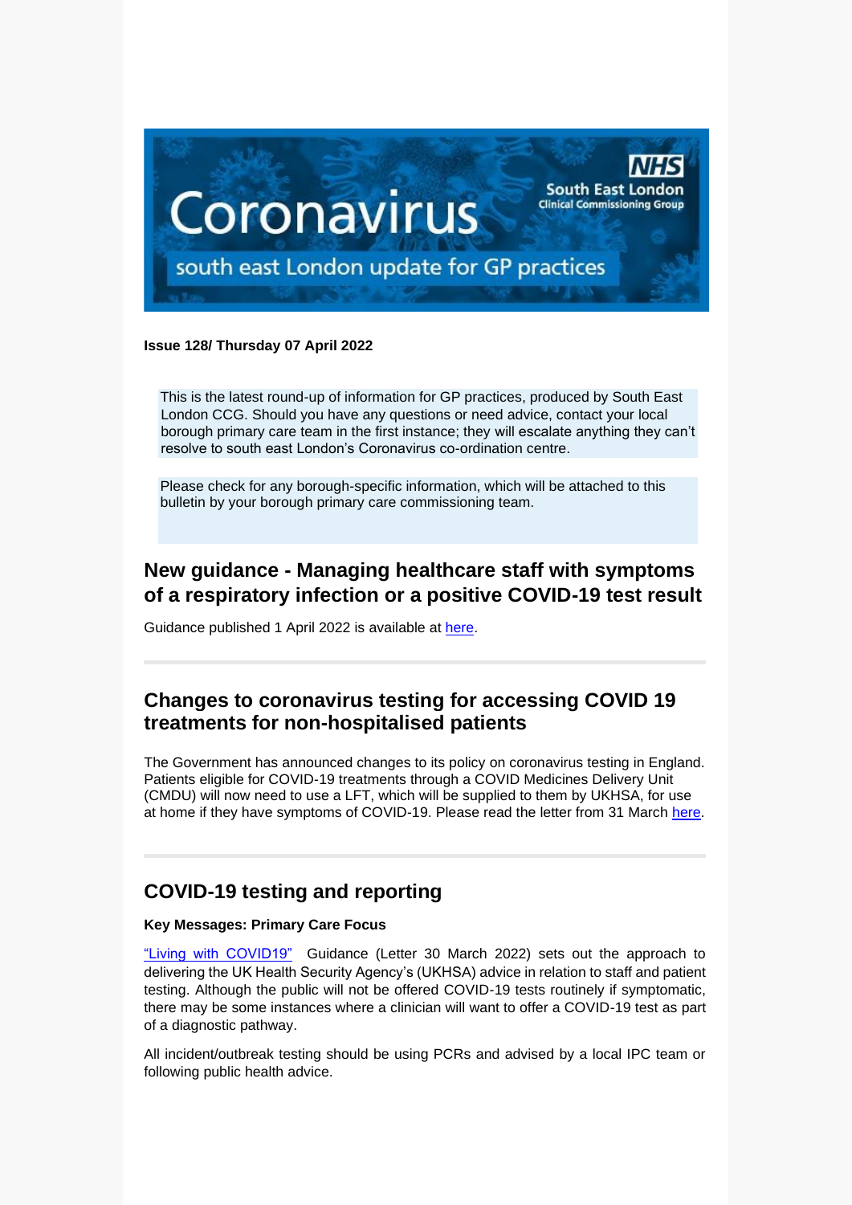**Issue 128/ Thursday 07 April 2022**

This is the latest round-up of information for GP practices, produced by South East London CCG. Should you have any questions or need advice, contact your local borough primary care team in the first instance; they will escalate anything they can't resolve to south east London's Coronavirus co-ordination centre.

Please check for any borough-specific information, which will be attached to this bulletin by your borough primary care commissioning team.

## New guidance - Managing healthcare staff with symptoms of a respiratory infection or a positive COVID-19 test result

Guidance published 1 April 2022 is available at here.

## Changes to coronavirus testing for accessing COVID 19 treatments for non-hospitalised patients

The Government has announced changes to its policy on coronavirus testing in England. Patients eligible for COVID-19 treatments through a COVID Medicines Delivery Unit (CMDU) will now need to use a LFT, which will be supplied to them by UKHSA, for use at home if they have symptoms of COVID-19. Please read the letter from 31 March here.

## COVID-19 testing and reporting

**Key Messages: Primary Care Focus**

"Living with COVID19" Guidance (Letter 30 March 2022) sets out the approach to delivering the UK Health Security Agency's (UKHSA) advice in relation to staff and patient testing. Although the public will not be offered COVID-19 tests routinely if symptomatic, there may be some instances where a clinician will want to offer a COVID-19 test as part of a diagnostic pathway.

All incident/outbreak testing should be using PCRs and advised by a local IPC team or following public health advice.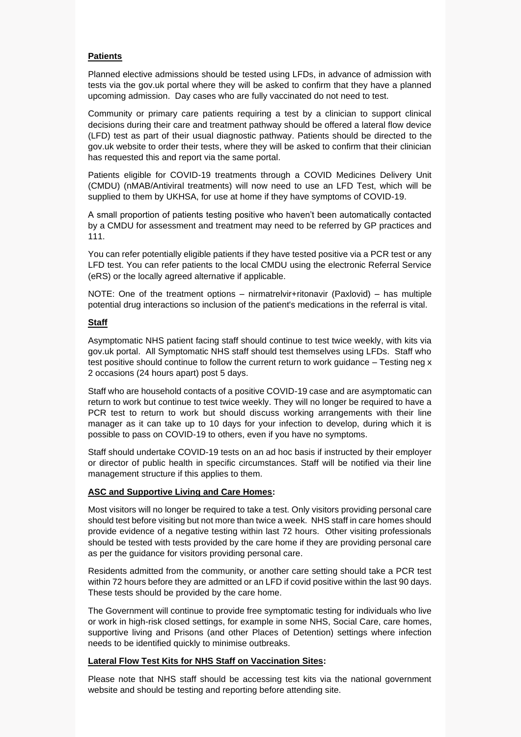**Patients**

Planned elective admissions should be tested using LFDs, in advance of admission with tests via the gov.uk portal where they will be asked to confirm that they have a planned upcoming admission. Day cases who are fully vaccinated do not need to test.

Community or primary care patients requiring a test by a clinician to support clinical decisions during their care and treatment pathway should be offered a lateral flow device (LFD) test as part of their usual diagnostic pathway. Patients should be directed to the gov.uk website to order their tests, where they will be asked to confirm that their clinician has requested this and report via the same portal.

Patients eligible for COVID-19 treatments through a COVID Medicines Delivery Unit (CMDU) (nMAB/Antiviral treatments) will now need to use an LFD Test, which will be supplied to them by UKHSA, for use at home if they have symptoms of COVID-19.

A small proportion of patients testing positive who haven't been automatically contacted by a CMDU for assessment and treatment may need to be referred by GP practices and 111.

You can refer potentially eligible patients if they have tested positive via a PCR test or any LFD test. You can refer patients to the local CMDU using the electronic Referral Service (eRS) or the locally agreed alternative if applicable.

NOTE: One of the treatment options – nirmatrelvir+ritonavir (Paxlovid) – has multiple potential drug interactions so inclusion of the patient's medications in the referral is vital.

**Staff**

Asymptomatic NHS patient facing staff should continue to test twice weekly, with kits via gov.uk portal. All Symptomatic NHS staff should test themselves using LFDs. Staff who test positive should continue to follow the current return to work guidance – Testing neg x 2 occasions (24 hours apart) post 5 days.

Staff who are household contacts of a positive COVID-19 case and are asymptomatic can return to work but continue to test twice weekly. They will no longer be required to have a PCR test to return to work but should discuss working arrangements with their line manager as it can take up to 10 days for your infection to develop, during which it is possible to pass on COVID-19 to others, even if you have no symptoms.

Staff should undertake COVID-19 tests on an ad hoc basis if instructed by their employer or director of public health in specific circumstances. Staff will be notified via their line management structure if this applies to them.

**ASC and Supportive Living and Care Homes:**

Most visitors will no longer be required to take a test. Only visitors providing personal care should test before visiting but not more than twice a week. NHS staff in care homes should provide evidence of a negative testing within last 72 hours. Other visiting professionals should be tested with tests provided by the care home if they are providing personal care as per the guidance for visitors providing personal care.

Residents admitted from the community, or another care setting should take a PCR test within 72 hours before they are admitted or an LFD if covid positive within the last 90 days. These tests should be provided by the care home.

The Government will continue to provide free symptomatic testing for individuals who live or work in high-risk closed settings, for example in some NHS, Social Care, care homes, supportive living and Prisons (and other Places of Detention) settings where infection needs to be identified quickly to minimise outbreaks.

**Lateral Flow Test Kits for NHS Staff on Vaccination Sites:**

Please note that NHS staff should be accessing test kits via the national government website and should be testing and reporting before attending site.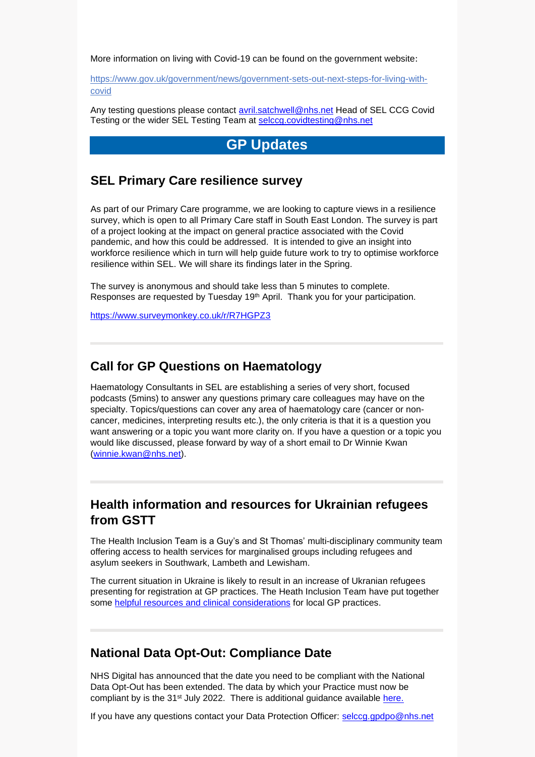More information on living with Covid-19 can be found on the government website:

https://www.gov.uk/government/news/government-sets-out-next-steps-for-living-with-covid

Any testing questions please contact avril.satchwell@nhs.net Head of SEL CCG Covid Testing or the wider SEL Testing Team at selccg.covidtesting@nhs.net

# GP Updates

## SEL Primary Care resilience survey

As part of our Primary Care programme, we are looking to capture views in a resilience survey, which is open to all Primary Care staff in South East London. The survey is part of a project looking at the impact on general practice associated with the Covid pandemic, and how this could be addressed. It is intended to give an insight into workforce resilience which in turn will help guide future work to try to optimise workforce resilience within SEL. We will share its findings later in the Spring.

The survey is anonymous and should take less than 5 minutes to complete. Responses are requested by Tuesday 19th April. Thank you for your participation.

https://www.surveymonkey.co.uk/r/R7HGPZ3

---

## Call for GP Questions on Haematology

Haematology Consultants in SEL are establishing a series of very short, focused podcasts (5mins) to answer any questions primary care colleagues may have on the specialty. Topics/questions can cover any area of haematology care (cancer or non-cancer, medicines, interpreting results etc.), the only criteria is that it is a question you want answering or a topic you want more clarity on. If you have a question or a topic you would like discussed, please forward by way of a short email to Dr Winnie Kwan (winnie.kwan@nhs.net).

---

## Health information and resources for Ukrainian refugees from GSTT

The Health Inclusion Team is a Guy's and St Thomas' multi-disciplinary community team offering access to health services for marginalised groups including refugees and asylum seekers in Southwark, Lambeth and Lewisham.

The current situation in Ukraine is likely to result in an increase of Ukranian refugees presenting for registration at GP practices. The Heath Inclusion Team have put together some helpful resources and clinical considerations for local GP practices.

---

## National Data Opt-Out: Compliance Date

NHS Digital has announced that the date you need to be compliant with the National Data Opt-Out has been extended. The data by which your Practice must now be compliant by is the 31st July 2022. There is additional guidance available here.

If you have any questions contact your Data Protection Officer: selccg.gpdpo@nhs.net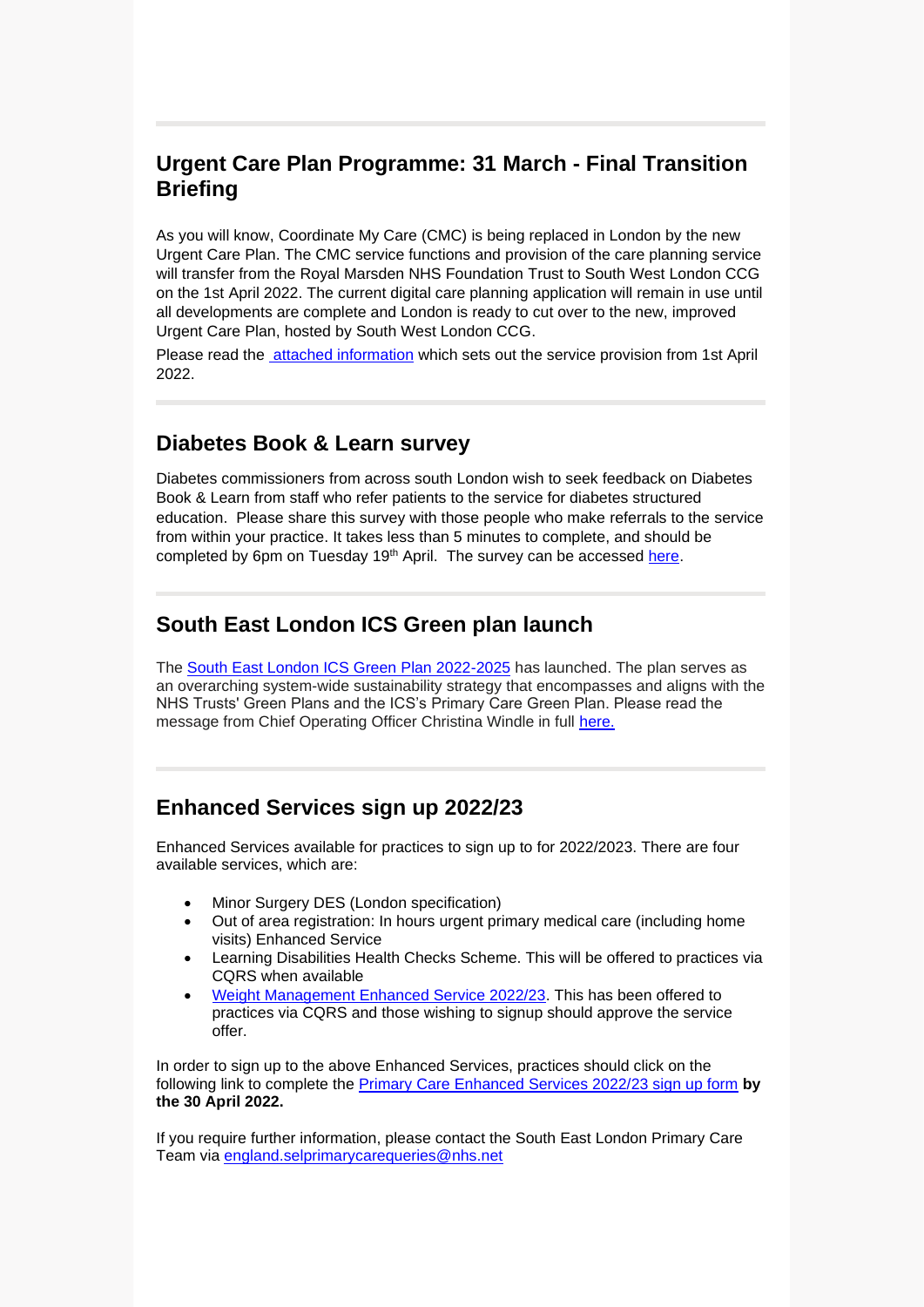## Urgent Care Plan Programme: 31 March - Final Transition Briefing

As you will know, Coordinate My Care (CMC) is being replaced in London by the new Urgent Care Plan. The CMC service functions and provision of the care planning service will transfer from the Royal Marsden NHS Foundation Trust to South West London CCG on the 1st April 2022. The current digital care planning application will remain in use until all developments are complete and London is ready to cut over to the new, improved Urgent Care Plan, hosted by South West London CCG.

Please read the attached information which sets out the service provision from 1st April 2022.

## Diabetes Book & Learn survey

Diabetes commissioners from across south London wish to seek feedback on Diabetes Book & Learn from staff who refer patients to the service for diabetes structured education. Please share this survey with those people who make referrals to the service from within your practice. It takes less than 5 minutes to complete, and should be completed by 6pm on Tuesday 19th April. The survey can be accessed here.

## South East London ICS Green plan launch

The South East London ICS Green Plan 2022-2025 has launched. The plan serves as an overarching system-wide sustainability strategy that encompasses and aligns with the NHS Trusts' Green Plans and the ICS's Primary Care Green Plan. Please read the message from Chief Operating Officer Christina Windle in full here.

## Enhanced Services sign up 2022/23

Enhanced Services available for practices to sign up to for 2022/2023. There are four available services, which are:

- Minor Surgery DES (London specification)
- Out of area registration: In hours urgent primary medical care (including home visits) Enhanced Service
- Learning Disabilities Health Checks Scheme. This will be offered to practices via CQRS when available
- Weight Management Enhanced Service 2022/23. This has been offered to practices via CQRS and those wishing to signup should approve the service offer.

In order to sign up to the above Enhanced Services, practices should click on the following link to complete the Primary Care Enhanced Services 2022/23 sign up form **by the 30 April 2022.**

If you require further information, please contact the South East London Primary Care Team via england.selprimarycarequeries@nhs.net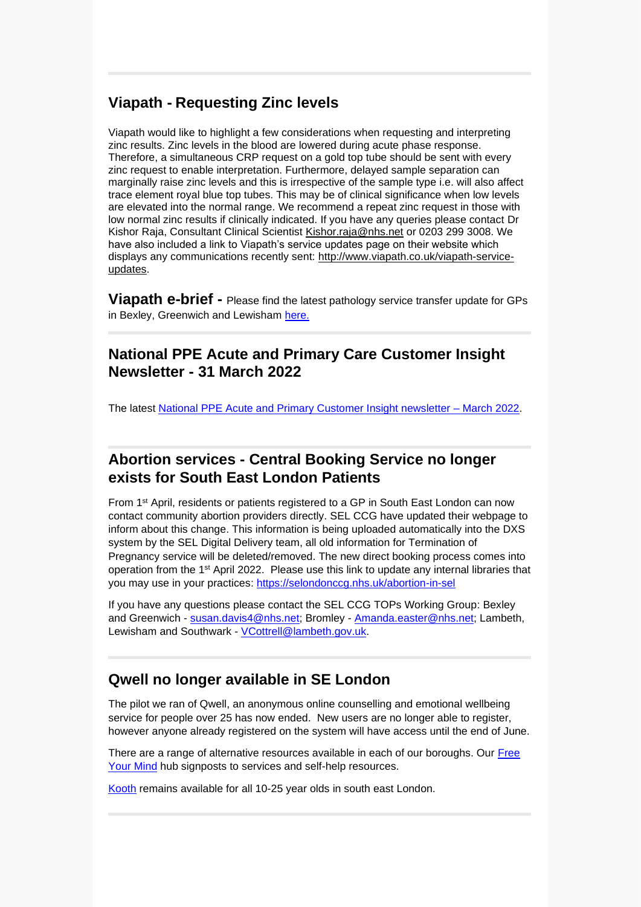## Viapath - Requesting Zinc levels

Viapath would like to highlight a few considerations when requesting and interpreting zinc results. Zinc levels in the blood are lowered during acute phase response. Therefore, a simultaneous CRP request on a gold top tube should be sent with every zinc request to enable interpretation. Furthermore, delayed sample separation can marginally raise zinc levels and this is irrespective of the sample type i.e. will also affect trace element royal blue top tubes. This may be of clinical significance when low levels are elevated into the normal range. We recommend a repeat zinc request in those with low normal zinc results if clinically indicated. If you have any queries please contact Dr Kishor Raja, Consultant Clinical Scientist Kishor.raja@nhs.net or 0203 299 3008. We have also included a link to Viapath's service updates page on their website which displays any communications recently sent: http://www.viapath.co.uk/viapath-service-updates.

**Viapath e-brief -** Please find the latest pathology service transfer update for GPs in Bexley, Greenwich and Lewisham here.

## National PPE Acute and Primary Care Customer Insight Newsletter - 31 March 2022

The latest National PPE Acute and Primary Customer Insight newsletter – March 2022.

## Abortion services - Central Booking Service no longer exists for South East London Patients

From 1st April, residents or patients registered to a GP in South East London can now contact community abortion providers directly. SEL CCG have updated their webpage to inform about this change. This information is being uploaded automatically into the DXS system by the SEL Digital Delivery team, all old information for Termination of Pregnancy service will be deleted/removed. The new direct booking process comes into operation from the 1st April 2022. Please use this link to update any internal libraries that you may use in your practices: https://selondonccg.nhs.uk/abortion-in-sel

If you have any questions please contact the SEL CCG TOPs Working Group: Bexley and Greenwich - susan.davis4@nhs.net; Bromley - Amanda.easter@nhs.net; Lambeth, Lewisham and Southwark - VCottrell@lambeth.gov.uk.

## Qwell no longer available in SE London

The pilot we ran of Qwell, an anonymous online counselling and emotional wellbeing service for people over 25 has now ended. New users are no longer able to register, however anyone already registered on the system will have access until the end of June.

There are a range of alternative resources available in each of our boroughs. Our Free Your Mind hub signposts to services and self-help resources.

Kooth remains available for all 10-25 year olds in south east London.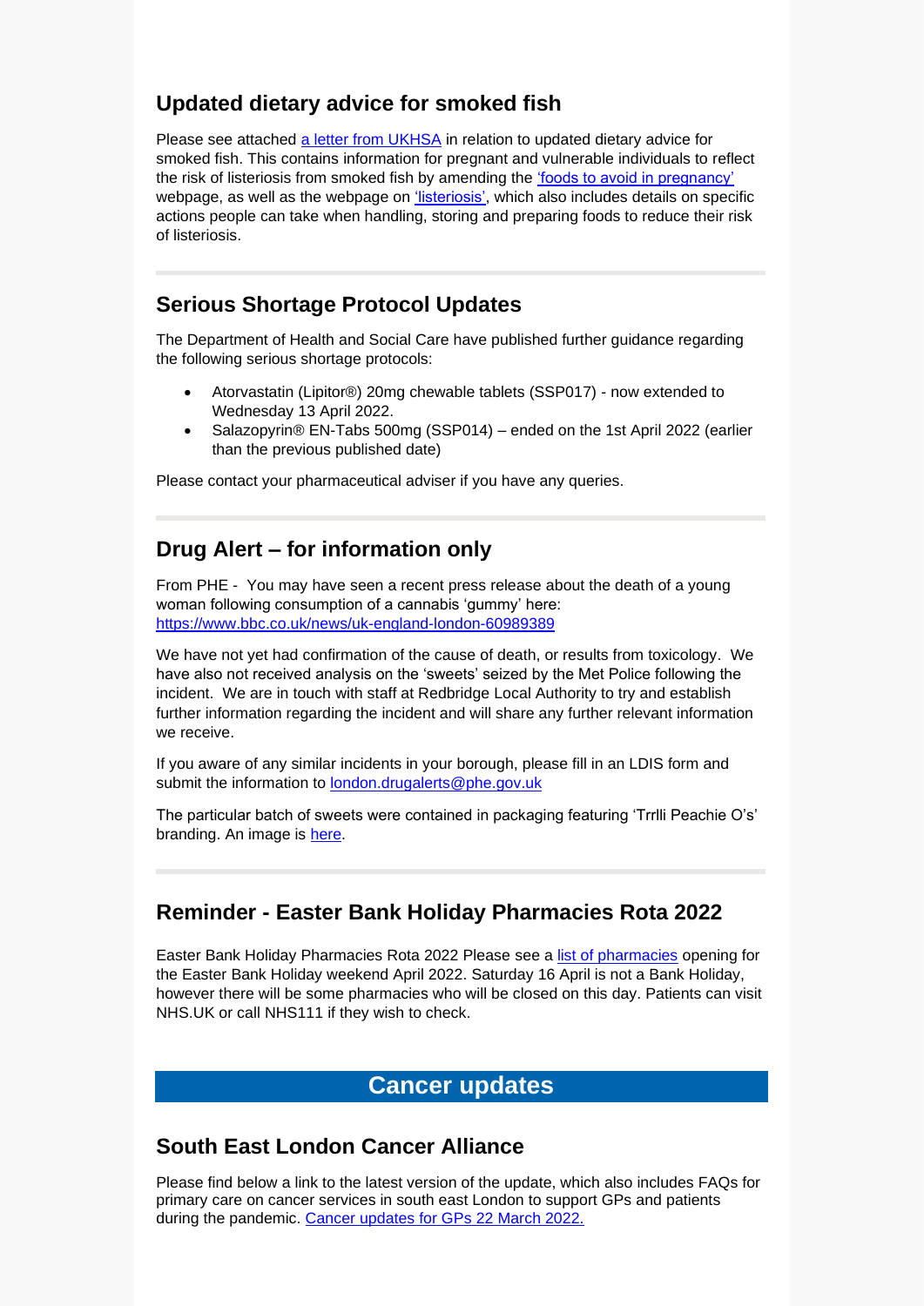## Updated dietary advice for smoked fish

Please see attached [a letter from UKHSA](#) in relation to updated dietary advice for smoked fish. This contains information for pregnant and vulnerable individuals to reflect the risk of listeriosis from smoked fish by amending the ['foods to avoid in pregnancy'](#) webpage, as well as the webpage on ['listeriosis'](#), which also includes details on specific actions people can take when handling, storing and preparing foods to reduce their risk of listeriosis.

---

## Serious Shortage Protocol Updates

The Department of Health and Social Care have published further guidance regarding the following serious shortage protocols:

- Atorvastatin (Lipitor®) 20mg chewable tablets (SSP017) - now extended to Wednesday 13 April 2022.
- Salazopyrin® EN-Tabs 500mg (SSP014) – ended on the 1st April 2022 (earlier than the previous published date)

Please contact your pharmaceutical adviser if you have any queries.

---

## Drug Alert – for information only

From PHE - You may have seen a recent press release about the death of a young woman following consumption of a cannabis 'gummy' here: https://www.bbc.co.uk/news/uk-england-london-60989389

We have not yet had confirmation of the cause of death, or results from toxicology. We have also not received analysis on the 'sweets' seized by the Met Police following the incident. We are in touch with staff at Redbridge Local Authority to try and establish further information regarding the incident and will share any further relevant information we receive.

If you aware of any similar incidents in your borough, please fill in an LDIS form and submit the information to london.drugalerts@phe.gov.uk

The particular batch of sweets were contained in packaging featuring 'Trrlli Peachie O's' branding. An image is [here](#).

---

## Reminder - Easter Bank Holiday Pharmacies Rota 2022

Easter Bank Holiday Pharmacies Rota 2022 Please see a [list of pharmacies](#) opening for the Easter Bank Holiday weekend April 2022. Saturday 16 April is not a Bank Holiday, however there will be some pharmacies who will be closed on this day. Patients can visit NHS.UK or call NHS111 if they wish to check.

# Cancer updates

## South East London Cancer Alliance

Please find below a link to the latest version of the update, which also includes FAQs for primary care on cancer services in south east London to support GPs and patients during the pandemic. [Cancer updates for GPs 22 March 2022.](#)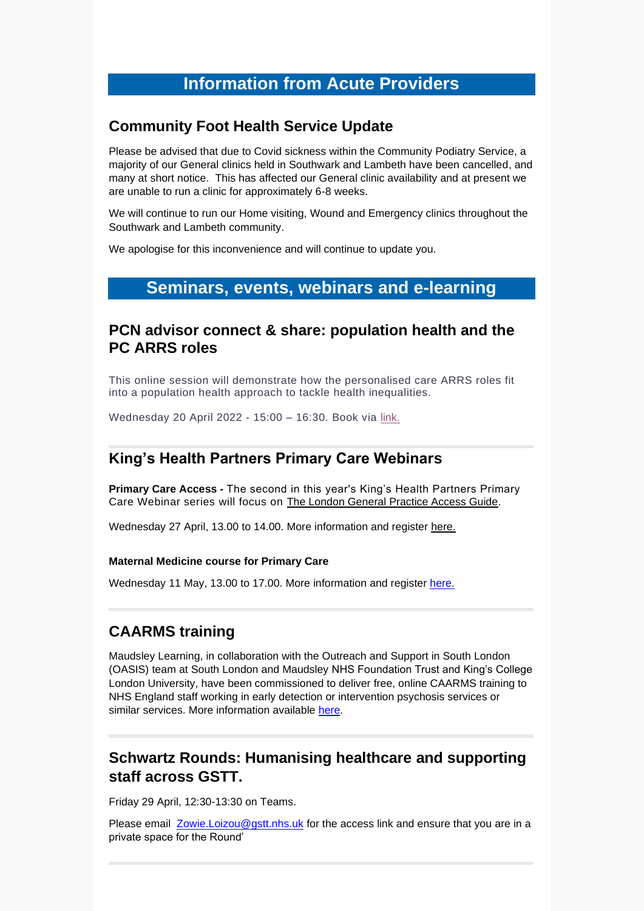## Information from Acute Providers

### Community Foot Health Service Update

Please be advised that due to Covid sickness within the Community Podiatry Service, a majority of our General clinics held in Southwark and Lambeth have been cancelled, and many at short notice. This has affected our General clinic availability and at present we are unable to run a clinic for approximately 6-8 weeks.

We will continue to run our Home visiting, Wound and Emergency clinics throughout the Southwark and Lambeth community.

We apologise for this inconvenience and will continue to update you.

## Seminars, events, webinars and e-learning

### PCN advisor connect & share: population health and the PC ARRS roles

This online session will demonstrate how the personalised care ARRS roles fit into a population health approach to tackle health inequalities.

Wednesday 20 April 2022 - 15:00 – 16:30. Book via link.

### King's Health Partners Primary Care Webinars

**Primary Care Access -** The second in this year's King's Health Partners Primary Care Webinar series will focus on The London General Practice Access Guide.

Wednesday 27 April, 13.00 to 14.00. More information and register here.

**Maternal Medicine course for Primary Care**

Wednesday 11 May, 13.00 to 17.00. More information and register here.

### CAARMS training

Maudsley Learning, in collaboration with the Outreach and Support in South London (OASIS) team at South London and Maudsley NHS Foundation Trust and King's College London University, have been commissioned to deliver free, online CAARMS training to NHS England staff working in early detection or intervention psychosis services or similar services. More information available here.

### Schwartz Rounds: Humanising healthcare and supporting staff across GSTT.

Friday 29 April, 12:30-13:30 on Teams.

Please email Zowie.Loizou@gstt.nhs.uk for the access link and ensure that you are in a private space for the Round'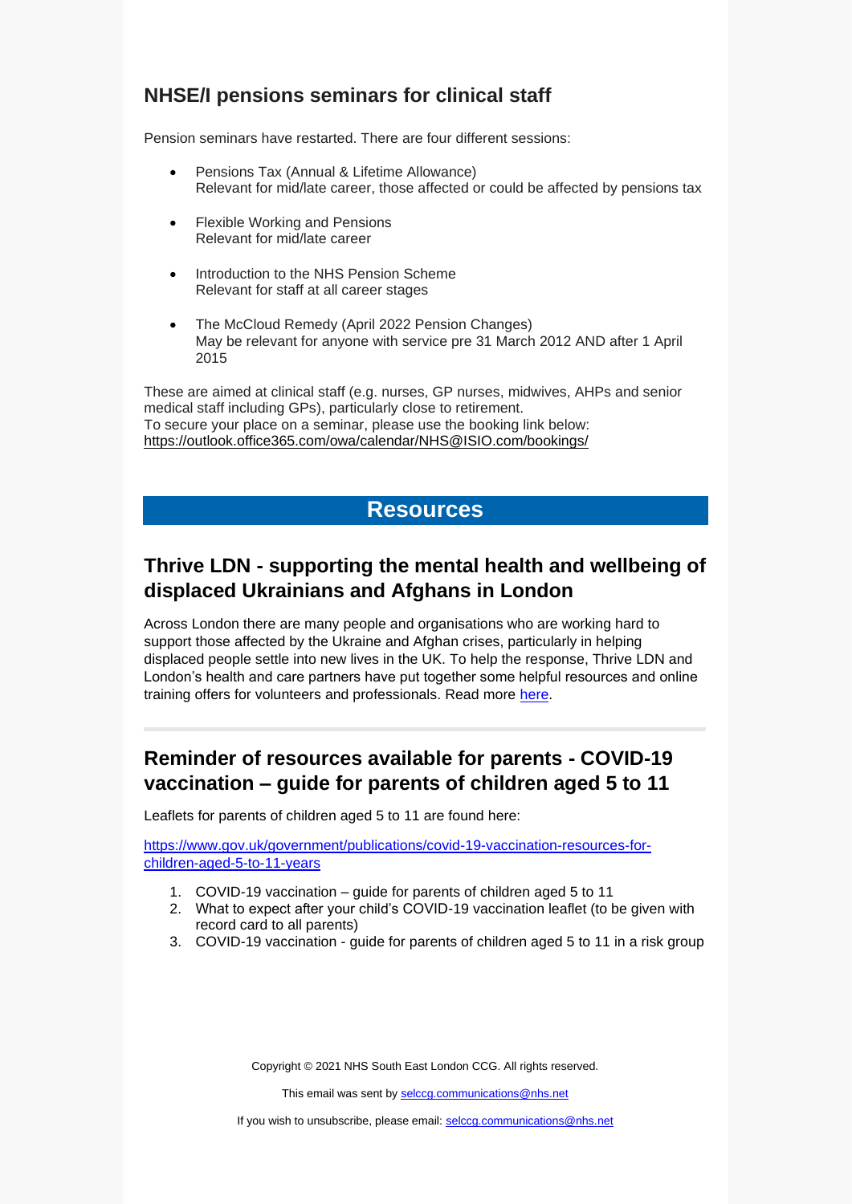## NHSE/I pensions seminars for clinical staff

Pension seminars have restarted. There are four different sessions:

- Pensions Tax (Annual & Lifetime Allowance)
  Relevant for mid/late career, those affected or could be affected by pensions tax

- Flexible Working and Pensions
  Relevant for mid/late career

- Introduction to the NHS Pension Scheme
  Relevant for staff at all career stages

- The McCloud Remedy (April 2022 Pension Changes)
  May be relevant for anyone with service pre 31 March 2012 AND after 1 April 2015

These are aimed at clinical staff (e.g. nurses, GP nurses, midwives, AHPs and senior medical staff including GPs), particularly close to retirement.
To secure your place on a seminar, please use the booking link below:
https://outlook.office365.com/owa/calendar/NHS@ISIO.com/bookings/

# Resources

## Thrive LDN - supporting the mental health and wellbeing of displaced Ukrainians and Afghans in London

Across London there are many people and organisations who are working hard to support those affected by the Ukraine and Afghan crises, particularly in helping displaced people settle into new lives in the UK. To help the response, Thrive LDN and London's health and care partners have put together some helpful resources and online training offers for volunteers and professionals. Read more here.

---

## Reminder of resources available for parents - COVID-19 vaccination – guide for parents of children aged 5 to 11

Leaflets for parents of children aged 5 to 11 are found here:

https://www.gov.uk/government/publications/covid-19-vaccination-resources-for-children-aged-5-to-11-years

1. COVID-19 vaccination – guide for parents of children aged 5 to 11
2. What to expect after your child's COVID-19 vaccination leaflet (to be given with record card to all parents)
3. COVID-19 vaccination - guide for parents of children aged 5 to 11 in a risk group

Copyright © 2021 NHS South East London CCG. All rights reserved.

This email was sent by selccg.communications@nhs.net

If you wish to unsubscribe, please email: selccg.communications@nhs.net